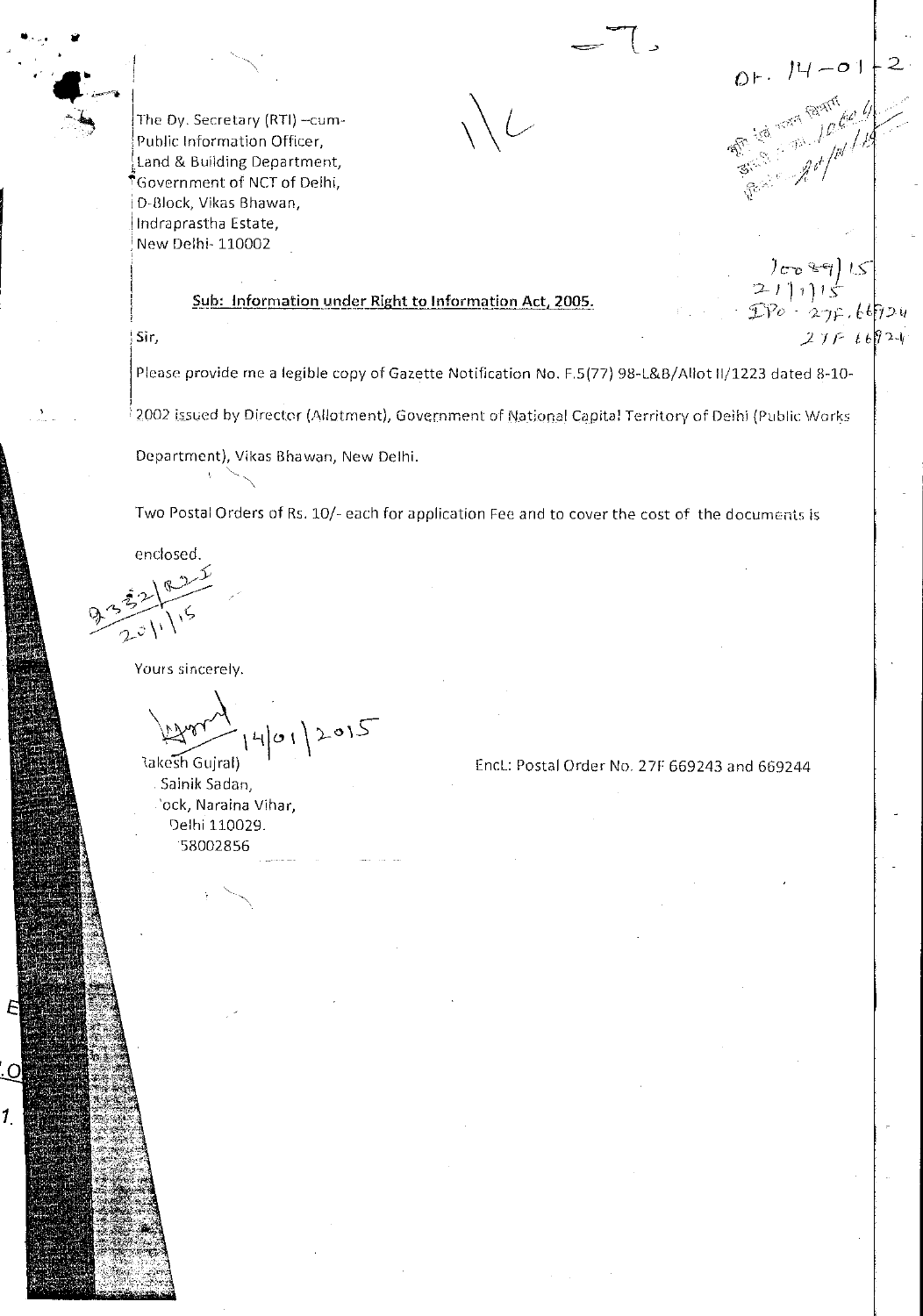The Dy. Secretary (RTI) –cum-
Public Information Officer,
Land & Building Department,
Government of NCT of Delhi,
D-Block, Vikas Bhawan,
Indraprastha Estate,
New Delhi- 110002

**Sub: Information under Right to Information Act, 2005.**

Sir,

Please provide me a legible copy of Gazette Notification No. F.5(77) 98-L&B/Allot II/1223 dated 8-10-2002 issued by Director (Allotment), Government of National Capital Territory of Delhi (Public Works Department), Vikas Bhawan, New Delhi.

Two Postal Orders of Rs. 10/- each for application Fee and to cover the cost of the documents is enclosed.

Yours sincerely.

14/01/2015

Rakesh Gujral)
Sainik Sadan,
ock, Naraina Vihar,
Delhi 110029.
58002856

Encl: Postal Order No. 27F 669243 and 669244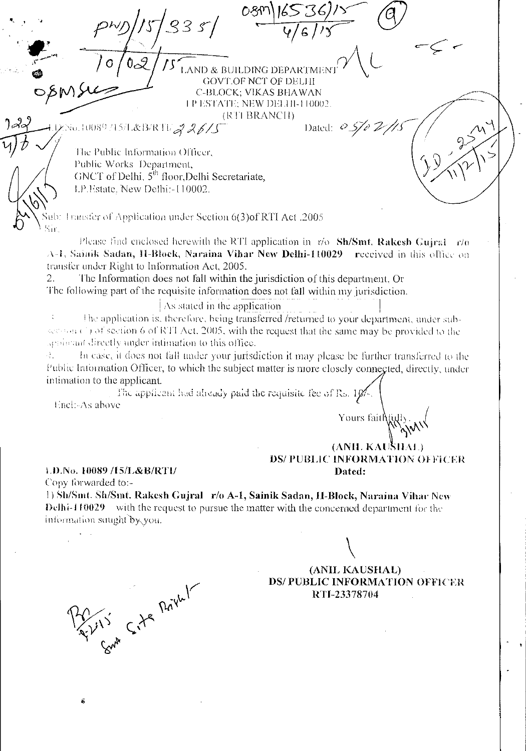PWD/15/335/
10/02/15

OSM/16536/15
4/6/15

OSM Sec

LAND & BUILDING DEPARTMENT
GOVT.OF NCT OF DELHI
C-BLOCK; VIKAS BHAWAN
I P ESTATE; NEW DELHI-110002.
(RTI BRANCH)

I.D.No.10089/15/L&B/RTI/ 2261/5

Dated: 05/02/15

ID-2544
11/2/15

The Public Information Officer,
Public Works Department,
GNCT of Delhi, 5[th] floor,Delhi Secretariate,
I.P.Estate, New Delhi:-110002.

Sub: Transfer of Application under Section 6(3)of RTI Act .2005

Sir,

Please find enclosed herewith the RTI application in r/o **Sh/Smt. Rakesh Gujral r/o A-1, Sainik Sadan, II-Block, Naraina Vihar New Delhi-110029** received in this office on transfer under Right to Information Act, 2005.

2. The Information does not fall within the jurisdiction of this department. Or
The following part of the requisite information does not fall within my jurisdiction.

As stated in the application

3. The application is, therefore, being transferred /returned to your department, under sub-section (3) of section 6 of RTI Act, 2005, with the request that the same may be provided to the applicant directly under intimation to this office.

4. In case, it does not fall under your jurisdiction it may please be further transferred to the Public Information Officer, to which the subject matter is more closely connected, directly, under intimation to the applicant.

The applicant had already paid the requisite fee of Rs. 10/-.

Encl:-As above

Yours faithfully,

**(ANIL KAUSHAL)**
**DS/ PUBLIC INFORMATION OFFICER**

**I.D.No. 10089 /15/L&B/RTI/** **Dated:**

Copy forwarded to:-

1) **Sh/Smt. Sh/Smt. Rakesh Gujral r/o A-1, Sainik Sadan, II-Block, Naraina Vihar New Delhi-110029** with the request to pursue the matter with the concerned department for the information sought by you.

**(ANIL KAUSHAL)**
**DS/ PUBLIC INFORMATION OFFICER**
**RTI-23378704**

Smt Sita Rani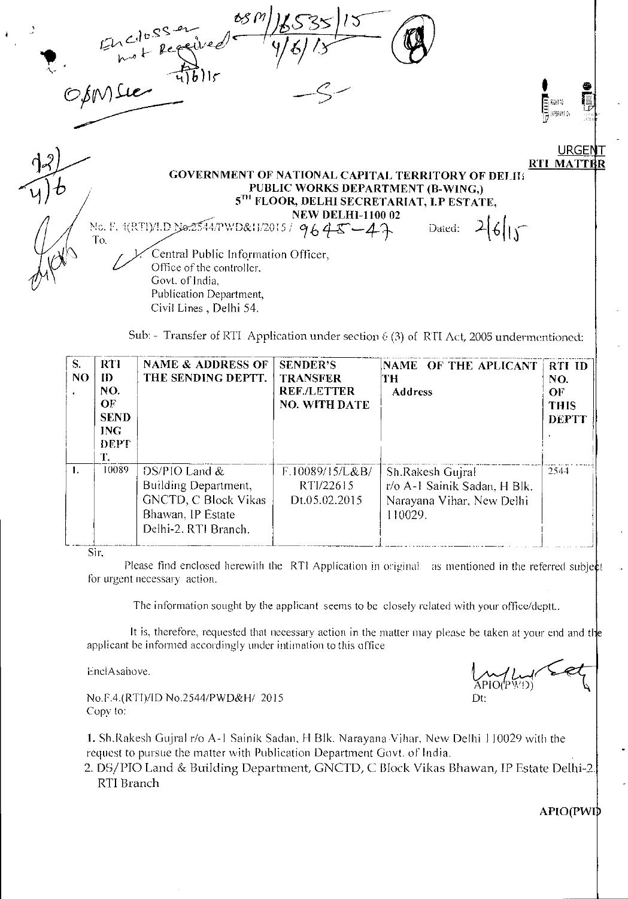Enclosure not Received 4/6/15

OSM Sec

OSM/18535/15 4/6/15

-S-

12) 4/6

**URGENT RTI MATTER**

**GOVERNMENT OF NATIONAL CAPITAL TERRITORY OF DELHI**
**PUBLIC WORKS DEPARTMENT (B-WING,)**
**5TH FLOOR, DELHI SECRETARIAT, I.P ESTATE,**
**NEW DELHI-1100 02**

No. F. 4(RTI)/I.D No.2544/PWD&H/2015 / 9645–47 Dated: 2/6/15

To.

1. Central Public Information Officer,
Office of the controller,
Govt. of India,
Publication Department,
Civil Lines , Delhi 54.

Sub: - Transfer of RTI Application under section 6 (3) of RTI Act, 2005 undermentioned:

| S. NO. | RTI ID NO. OF SENDING DEPTT. | NAME & ADDRESS OF THE SENDING DEPTT. | SENDER'S TRANSFER REF./LETTER NO. WITH DATE | NAME OF THE APLICANT TH Address | RTI ID NO. OF THIS DEPTT. |
|---|---|---|---|---|---|
| 1. | 10089 | DS/PIO Land & Building Department, GNCTD, C Block Vikas Bhawan, IP Estate Delhi-2. RTI Branch. | F.10089/15/L&B/ RTI/22615 Dt.05.02.2015 | Sh.Rakesh Gujral r/o A-1 Sainik Sadan, H Blk. Narayana Vihar, New Delhi 110029. | 2544 |

Sir,

Please find enclosed herewith the RTI Application in original as mentioned in the referred subject for urgent necessary action.

The information sought by the applicant seems to be closely related with your office/deptt..

It is, therefore, requested that necessary action in the matter may please be taken at your end and the applicant be informed accordingly under intimation to this office

Encl:As above.

APIO(PWD)

No.F.4.(RTI)/ID No.2544/PWD&H/ 2015 Dt:

Copy to:

1. Sh.Rakesh Gujral r/o A-1 Sainik Sadan, H Blk. Narayana Vihar, New Delhi 110029 with the request to pursue the matter with Publication Department Govt. of India.
2. DS/PIO Land & Building Department, GNCTD, C Block Vikas Bhawan, IP Estate Delhi-2. RTI Branch

**APIO(PWD)**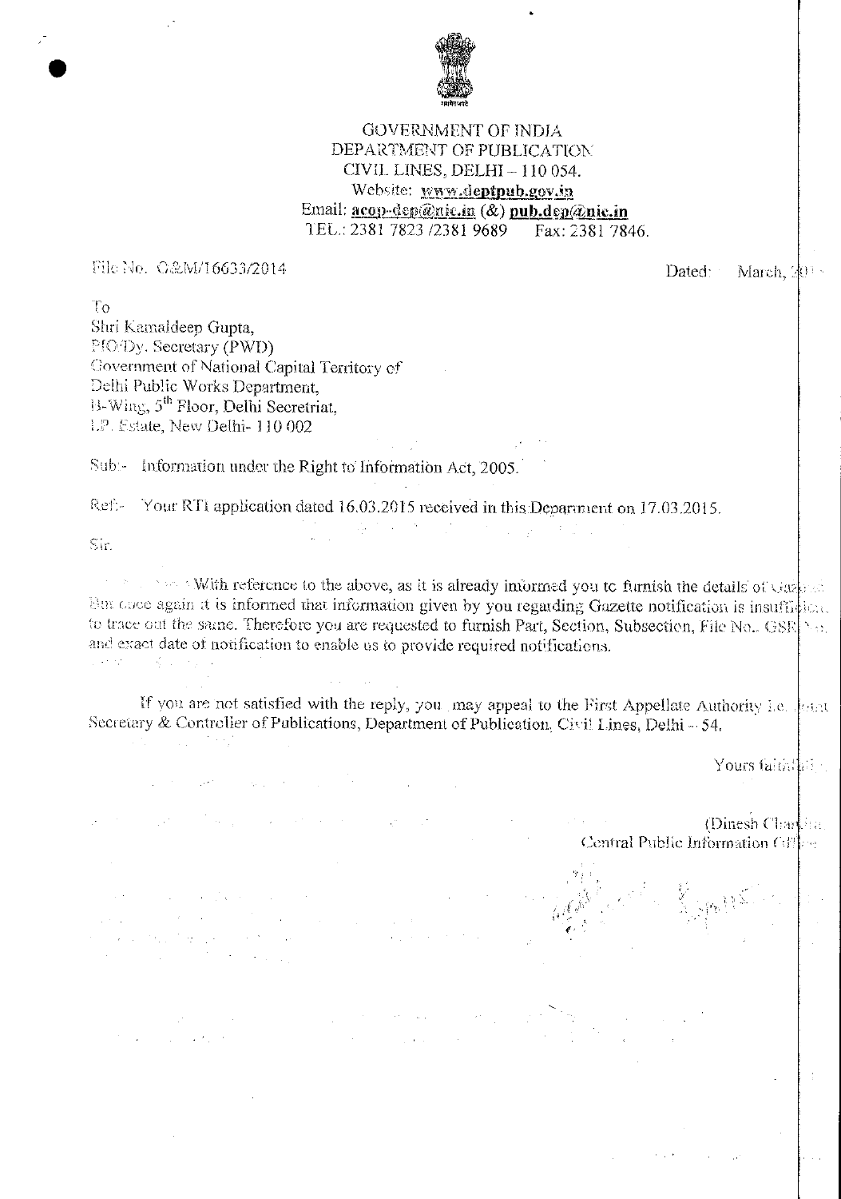GOVERNMENT OF INDIA
DEPARTMENT OF PUBLICATION
CIVIL LINES, DELHI – 110 054.
Website: **www.deptpub.gov.in**
Email: **acop-dep@nic.in** (&) **pub.dep@nic.in**
TEL.: 2381 7823 /2381 9689 Fax: 2381 7846.

File No. G&M/16633/2014

Dated: March, 201

To
Shri Kamaldeep Gupta,
PIO/Dy. Secretary (PWD)
Government of National Capital Territory of
Delhi Public Works Department,
B-Wing, 5th Floor, Delhi Secretriat,
I.P. Estate, New Delhi- 110 002

Sub:- Information under the Right to Information Act, 2005.

Ref:- Your RTI application dated 16.03.2015 received in this Department on 17.03.2015.

Sir,

With reference to the above, as it is already informed you to furnish the details of Gaz... But once again it is informed that information given by you regarding Gazette notification is insuffic... to trace out the same. Therefore you are requested to furnish Part, Section, Subsection, File No., GSR No. and exact date of notification to enable us to provide required notifications.

If you are not satisfied with the reply, you may appeal to the First Appellate Authority i.e. Joint Secretary & Controller of Publications, Department of Publication, Civil Lines, Delhi – 54.

Yours faithfully

(Dinesh Chand...)
Central Public Information Officer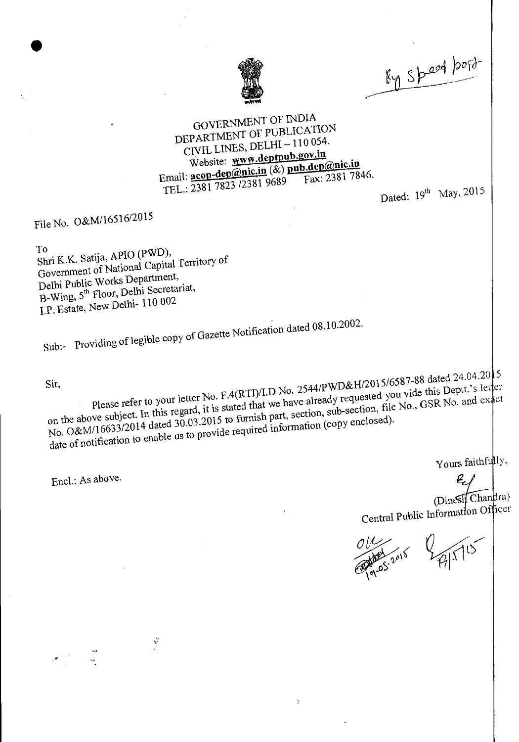By Speed post

GOVERNMENT OF INDIA
DEPARTMENT OF PUBLICATION
CIVIL LINES, DELHI – 110 054.
Website: **www.deptpub.gov.in**
Email: **acop-dep@nic.in** (&) **pub.dep@nic.in**
TEL.: 2381 7823 /2381 9689 Fax: 2381 7846.

Dated: 19th May, 2015

File No. O&M/16516/2015

To
Shri K.K. Satija, APIO (PWD),
Government of National Capital Territory of
Delhi Public Works Department,
B-Wing, 5th Floor, Delhi Secretariat,
I.P. Estate, New Delhi- 110 002

Sub:- Providing of legible copy of Gazette Notification dated 08.10.2002.

Sir,

Please refer to your letter No. F.4(RTI)/I.D No. 2544/PWD&H/2015/6587-88 dated 24.04.2015 on the above subject. In this regard, it is stated that we have already requested you vide this Deptt.'s letter No. O&M/16633/2014 dated 30.03.2015 to furnish part, section, sub-section, file No., GSR No. and exact date of notification to enable us to provide required information (copy enclosed).

Encl.: As above.

Yours faithfully,

(Dinesh Chandra)
Central Public Information Officer

OIC
19.05.2015 19/5/15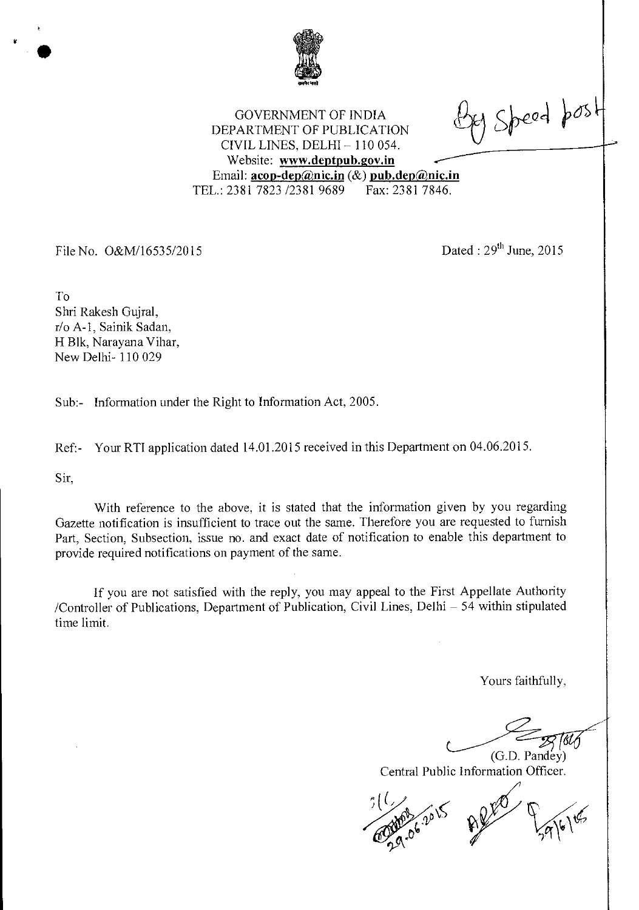By Speed post

GOVERNMENT OF INDIA
DEPARTMENT OF PUBLICATION
CIVIL LINES, DELHI – 110 054.
Website: **www.deptpub.gov.in**
Email: **acop-dep@nic.in** (&) **pub.dep@nic.in**
TEL.: 2381 7823 /2381 9689 Fax: 2381 7846.

File No. O&M/16535/2015

Dated : 29th June, 2015

To
Shri Rakesh Gujral,
r/o A-1, Sainik Sadan,
H Blk, Narayana Vihar,
New Delhi- 110 029

Sub:- Information under the Right to Information Act, 2005.

Ref:- Your RTI application dated 14.01.2015 received in this Department on 04.06.2015.

Sir,

With reference to the above, it is stated that the information given by you regarding Gazette notification is insufficient to trace out the same. Therefore you are requested to furnish Part, Section, Subsection, issue no. and exact date of notification to enable this department to provide required notifications on payment of the same.

If you are not satisfied with the reply, you may appeal to the First Appellate Authority /Controller of Publications, Department of Publication, Civil Lines, Delhi – 54 within stipulated time limit.

Yours faithfully,

(G.D. Pandey)
Central Public Information Officer.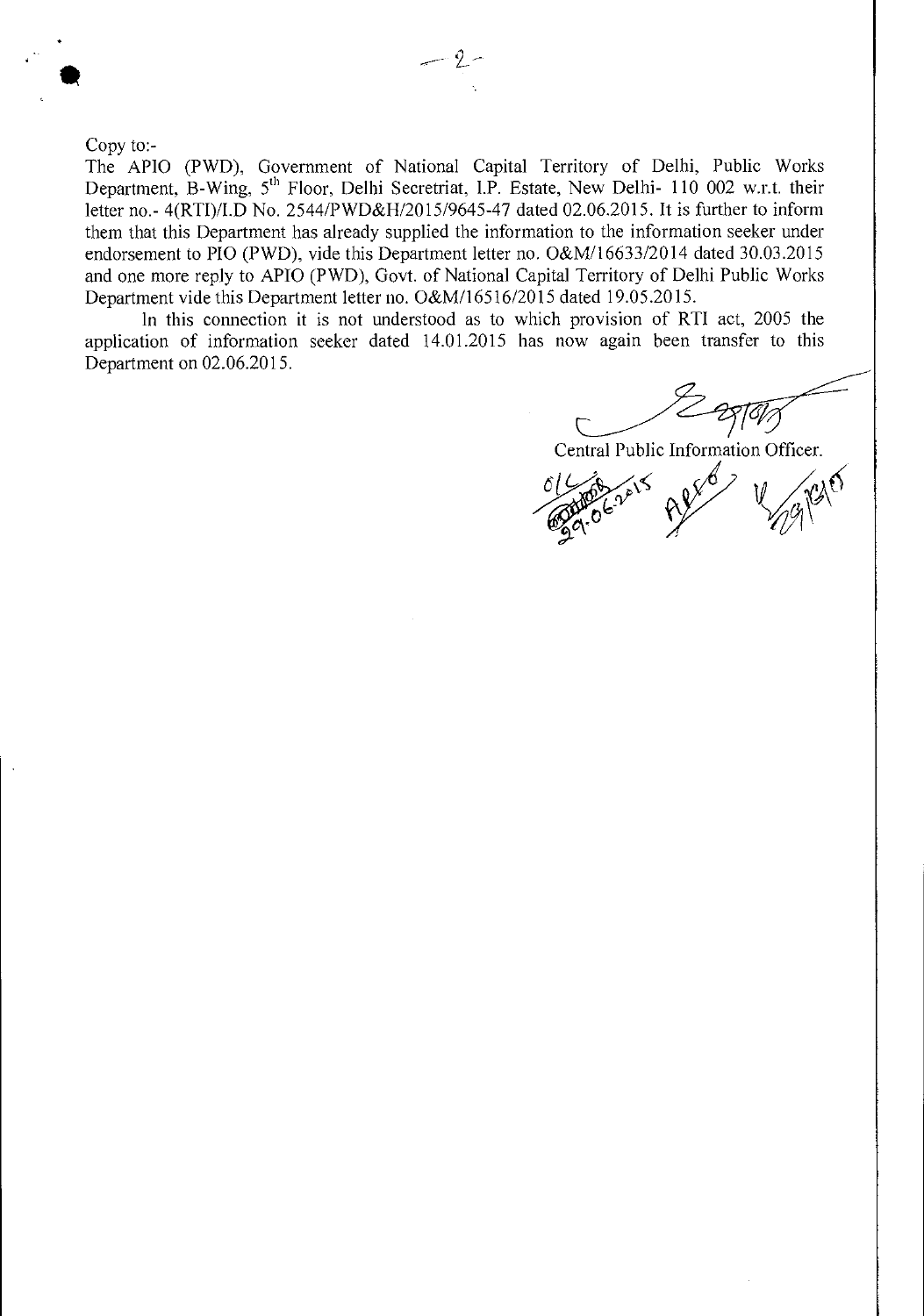Copy to:-

The APIO (PWD), Government of National Capital Territory of Delhi, Public Works Department, B-Wing, 5th Floor, Delhi Secretriat, I.P. Estate, New Delhi- 110 002 w.r.t. their letter no.- 4(RTI)/I.D No. 2544/PWD&H/2015/9645-47 dated 02.06.2015. It is further to inform them that this Department has already supplied the information to the information seeker under endorsement to PIO (PWD), vide this Department letter no. O&M/16633/2014 dated 30.03.2015 and one more reply to APIO (PWD), Govt. of National Capital Territory of Delhi Public Works Department vide this Department letter no. O&M/16516/2015 dated 19.05.2015.

In this connection it is not understood as to which provision of RTI act, 2005 the application of information seeker dated 14.01.2015 has now again been transfer to this Department on 02.06.2015.

Central Public Information Officer.